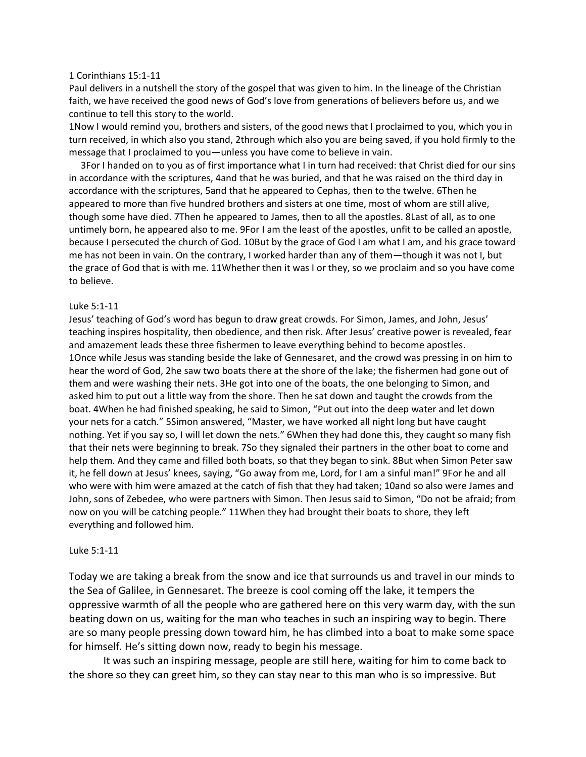1 Corinthians 15:1-11

Paul delivers in a nutshell the story of the gospel that was given to him. In the lineage of the Christian faith, we have received the good news of God's love from generations of believers before us, and we continue to tell this story to the world.

1Now I would remind you, brothers and sisters, of the good news that I proclaimed to you, which you in turn received, in which also you stand, 2through which also you are being saved, if you hold firmly to the message that I proclaimed to you—unless you have come to believe in vain.

3For I handed on to you as of first importance what I in turn had received: that Christ died for our sins in accordance with the scriptures, 4and that he was buried, and that he was raised on the third day in accordance with the scriptures, 5and that he appeared to Cephas, then to the twelve. 6Then he appeared to more than five hundred brothers and sisters at one time, most of whom are still alive, though some have died. 7Then he appeared to James, then to all the apostles. 8Last of all, as to one untimely born, he appeared also to me. 9For I am the least of the apostles, unfit to be called an apostle, because I persecuted the church of God. 10But by the grace of God I am what I am, and his grace toward me has not been in vain. On the contrary, I worked harder than any of them—though it was not I, but the grace of God that is with me. 11Whether then it was I or they, so we proclaim and so you have come to believe.

Luke 5:1-11

Jesus' teaching of God's word has begun to draw great crowds. For Simon, James, and John, Jesus' teaching inspires hospitality, then obedience, and then risk. After Jesus' creative power is revealed, fear and amazement leads these three fishermen to leave everything behind to become apostles.

1Once while Jesus was standing beside the lake of Gennesaret, and the crowd was pressing in on him to hear the word of God, 2he saw two boats there at the shore of the lake; the fishermen had gone out of them and were washing their nets. 3He got into one of the boats, the one belonging to Simon, and asked him to put out a little way from the shore. Then he sat down and taught the crowds from the boat. 4When he had finished speaking, he said to Simon, "Put out into the deep water and let down your nets for a catch." 5Simon answered, "Master, we have worked all night long but have caught nothing. Yet if you say so, I will let down the nets." 6When they had done this, they caught so many fish that their nets were beginning to break. 7So they signaled their partners in the other boat to come and help them. And they came and filled both boats, so that they began to sink. 8But when Simon Peter saw it, he fell down at Jesus' knees, saying, "Go away from me, Lord, for I am a sinful man!" 9For he and all who were with him were amazed at the catch of fish that they had taken; 10and so also were James and John, sons of Zebedee, who were partners with Simon. Then Jesus said to Simon, "Do not be afraid; from now on you will be catching people." 11When they had brought their boats to shore, they left everything and followed him.

Luke 5:1-11

Today we are taking a break from the snow and ice that surrounds us and travel in our minds to the Sea of Galilee, in Gennesaret. The breeze is cool coming off the lake, it tempers the oppressive warmth of all the people who are gathered here on this very warm day, with the sun beating down on us, waiting for the man who teaches in such an inspiring way to begin. There are so many people pressing down toward him, he has climbed into a boat to make some space for himself. He's sitting down now, ready to begin his message.

It was such an inspiring message, people are still here, waiting for him to come back to the shore so they can greet him, so they can stay near to this man who is so impressive. But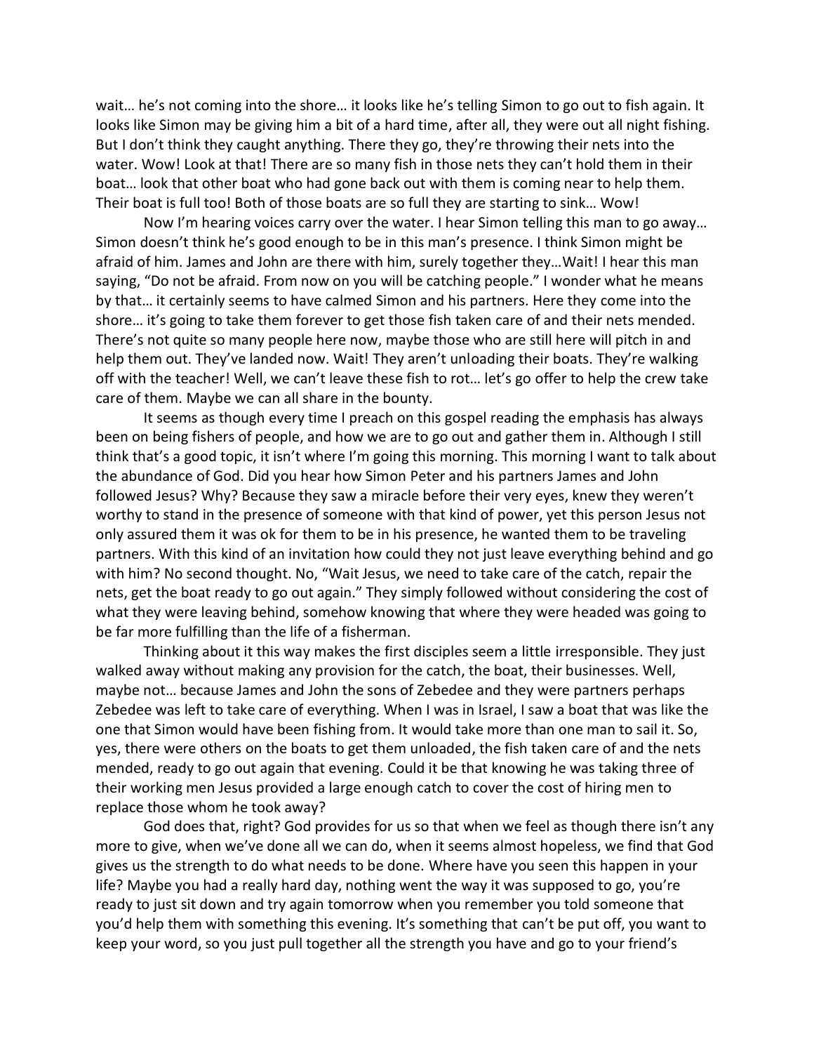wait… he's not coming into the shore… it looks like he's telling Simon to go out to fish again. It looks like Simon may be giving him a bit of a hard time, after all, they were out all night fishing. But I don't think they caught anything. There they go, they're throwing their nets into the water. Wow! Look at that! There are so many fish in those nets they can't hold them in their boat… look that other boat who had gone back out with them is coming near to help them. Their boat is full too! Both of those boats are so full they are starting to sink… Wow!

Now I'm hearing voices carry over the water. I hear Simon telling this man to go away… Simon doesn't think he's good enough to be in this man's presence. I think Simon might be afraid of him. James and John are there with him, surely together they…Wait! I hear this man saying, "Do not be afraid. From now on you will be catching people." I wonder what he means by that… it certainly seems to have calmed Simon and his partners. Here they come into the shore… it's going to take them forever to get those fish taken care of and their nets mended. There's not quite so many people here now, maybe those who are still here will pitch in and help them out. They've landed now. Wait! They aren't unloading their boats. They're walking off with the teacher! Well, we can't leave these fish to rot… let's go offer to help the crew take care of them. Maybe we can all share in the bounty.

It seems as though every time I preach on this gospel reading the emphasis has always been on being fishers of people, and how we are to go out and gather them in. Although I still think that's a good topic, it isn't where I'm going this morning. This morning I want to talk about the abundance of God. Did you hear how Simon Peter and his partners James and John followed Jesus? Why? Because they saw a miracle before their very eyes, knew they weren't worthy to stand in the presence of someone with that kind of power, yet this person Jesus not only assured them it was ok for them to be in his presence, he wanted them to be traveling partners. With this kind of an invitation how could they not just leave everything behind and go with him? No second thought. No, "Wait Jesus, we need to take care of the catch, repair the nets, get the boat ready to go out again." They simply followed without considering the cost of what they were leaving behind, somehow knowing that where they were headed was going to be far more fulfilling than the life of a fisherman.

Thinking about it this way makes the first disciples seem a little irresponsible. They just walked away without making any provision for the catch, the boat, their businesses. Well, maybe not… because James and John the sons of Zebedee and they were partners perhaps Zebedee was left to take care of everything. When I was in Israel, I saw a boat that was like the one that Simon would have been fishing from. It would take more than one man to sail it. So, yes, there were others on the boats to get them unloaded, the fish taken care of and the nets mended, ready to go out again that evening. Could it be that knowing he was taking three of their working men Jesus provided a large enough catch to cover the cost of hiring men to replace those whom he took away?

God does that, right? God provides for us so that when we feel as though there isn't any more to give, when we've done all we can do, when it seems almost hopeless, we find that God gives us the strength to do what needs to be done. Where have you seen this happen in your life? Maybe you had a really hard day, nothing went the way it was supposed to go, you're ready to just sit down and try again tomorrow when you remember you told someone that you'd help them with something this evening. It's something that can't be put off, you want to keep your word, so you just pull together all the strength you have and go to your friend's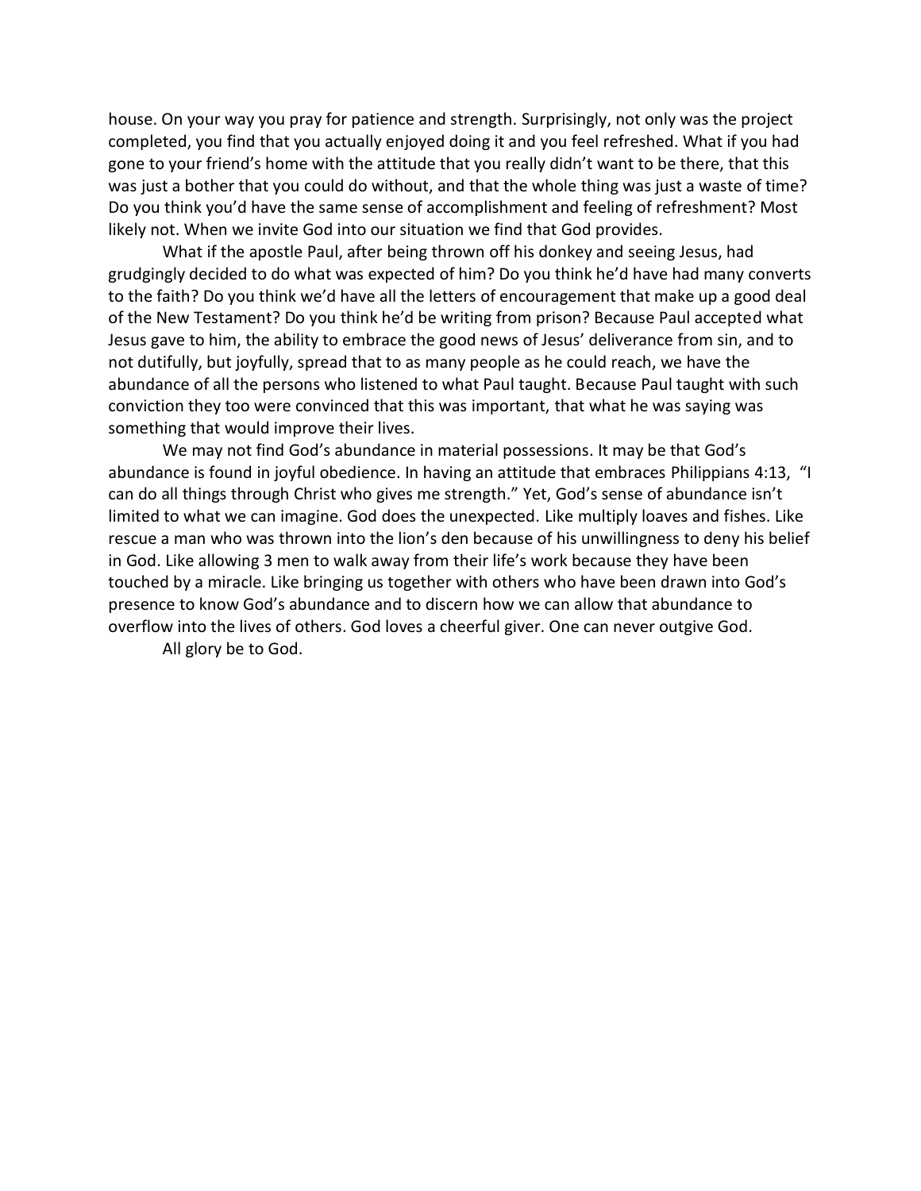house. On your way you pray for patience and strength. Surprisingly, not only was the project completed, you find that you actually enjoyed doing it and you feel refreshed. What if you had gone to your friend's home with the attitude that you really didn't want to be there, that this was just a bother that you could do without, and that the whole thing was just a waste of time? Do you think you'd have the same sense of accomplishment and feeling of refreshment? Most likely not. When we invite God into our situation we find that God provides.

What if the apostle Paul, after being thrown off his donkey and seeing Jesus, had grudgingly decided to do what was expected of him? Do you think he'd have had many converts to the faith? Do you think we'd have all the letters of encouragement that make up a good deal of the New Testament? Do you think he'd be writing from prison? Because Paul accepted what Jesus gave to him, the ability to embrace the good news of Jesus' deliverance from sin, and to not dutifully, but joyfully, spread that to as many people as he could reach, we have the abundance of all the persons who listened to what Paul taught. Because Paul taught with such conviction they too were convinced that this was important, that what he was saying was something that would improve their lives.

We may not find God's abundance in material possessions. It may be that God's abundance is found in joyful obedience. In having an attitude that embraces Philippians 4:13, "I can do all things through Christ who gives me strength." Yet, God's sense of abundance isn't limited to what we can imagine. God does the unexpected. Like multiply loaves and fishes. Like rescue a man who was thrown into the lion's den because of his unwillingness to deny his belief in God. Like allowing 3 men to walk away from their life's work because they have been touched by a miracle. Like bringing us together with others who have been drawn into God's presence to know God's abundance and to discern how we can allow that abundance to overflow into the lives of others. God loves a cheerful giver. One can never outgive God.

All glory be to God.